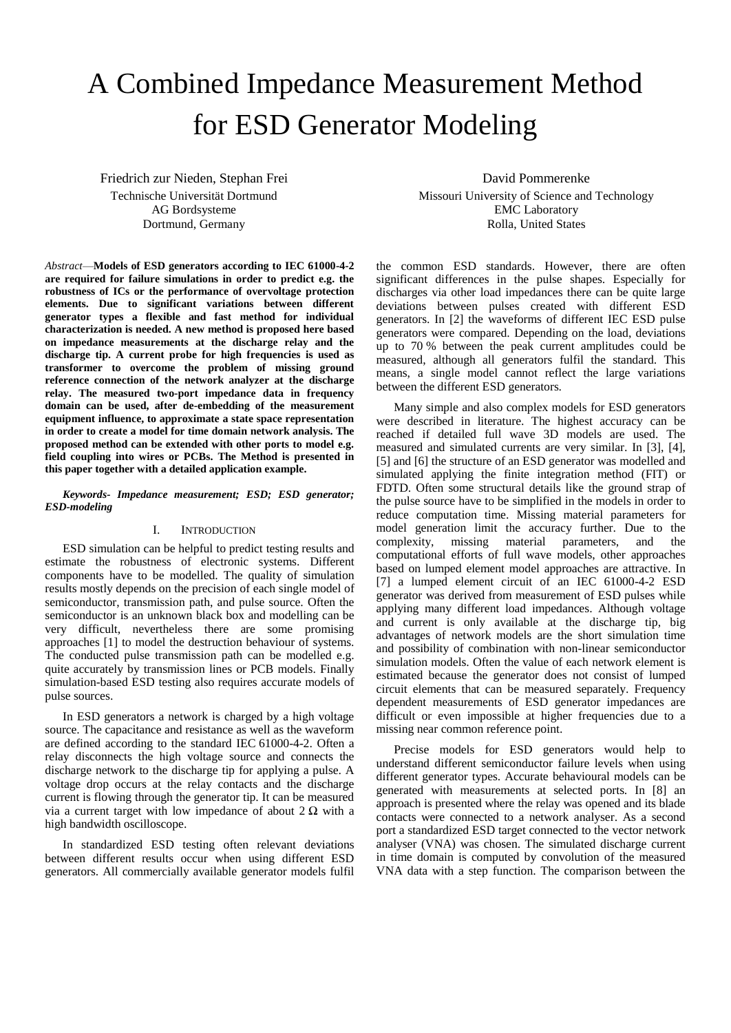# A Combined Impedance Measurement Method for ESD Generator Modeling

Friedrich zur Nieden, Stephan Frei
Technische Universität Dortmund
AG Bordsysteme
Dortmund, Germany

David Pommerenke
Missouri University of Science and Technology
EMC Laboratory
Rolla, United States

*Abstract*—**Models of ESD generators according to IEC 61000-4-2 are required for failure simulations in order to predict e.g. the robustness of ICs or the performance of overvoltage protection elements. Due to significant variations between different generator types a flexible and fast method for individual characterization is needed. A new method is proposed here based on impedance measurements at the discharge relay and the discharge tip. A current probe for high frequencies is used as transformer to overcome the problem of missing ground reference connection of the network analyzer at the discharge relay. The measured two-port impedance data in frequency domain can be used, after de-embedding of the measurement equipment influence, to approximate a state space representation in order to create a model for time domain network analysis. The proposed method can be extended with other ports to model e.g. field coupling into wires or PCBs. The Method is presented in this paper together with a detailed application example.**

***Keywords- Impedance measurement; ESD; ESD generator; ESD-modeling***

## I. Introduction

ESD simulation can be helpful to predict testing results and estimate the robustness of electronic systems. Different components have to be modelled. The quality of simulation results mostly depends on the precision of each single model of semiconductor, transmission path, and pulse source. Often the semiconductor is an unknown black box and modelling can be very difficult, nevertheless there are some promising approaches [1] to model the destruction behaviour of systems. The conducted pulse transmission path can be modelled e.g. quite accurately by transmission lines or PCB models. Finally simulation-based ESD testing also requires accurate models of pulse sources.

In ESD generators a network is charged by a high voltage source. The capacitance and resistance as well as the waveform are defined according to the standard IEC 61000-4-2. Often a relay disconnects the high voltage source and connects the discharge network to the discharge tip for applying a pulse. A voltage drop occurs at the relay contacts and the discharge current is flowing through the generator tip. It can be measured via a current target with low impedance of about 2 Ω with a high bandwidth oscilloscope.

In standardized ESD testing often relevant deviations between different results occur when using different ESD generators. All commercially available generator models fulfil the common ESD standards. However, there are often significant differences in the pulse shapes. Especially for discharges via other load impedances there can be quite large deviations between pulses created with different ESD generators. In [2] the waveforms of different IEC ESD pulse generators were compared. Depending on the load, deviations up to 70 % between the peak current amplitudes could be measured, although all generators fulfil the standard. This means, a single model cannot reflect the large variations between the different ESD generators.

Many simple and also complex models for ESD generators were described in literature. The highest accuracy can be reached if detailed full wave 3D models are used. The measured and simulated currents are very similar. In [3], [4], [5] and [6] the structure of an ESD generator was modelled and simulated applying the finite integration method (FIT) or FDTD. Often some structural details like the ground strap of the pulse source have to be simplified in the models in order to reduce computation time. Missing material parameters for model generation limit the accuracy further. Due to the complexity, missing material parameters, and the computational efforts of full wave models, other approaches based on lumped element model approaches are attractive. In [7] a lumped element circuit of an IEC 61000-4-2 ESD generator was derived from measurement of ESD pulses while applying many different load impedances. Although voltage and current is only available at the discharge tip, big advantages of network models are the short simulation time and possibility of combination with non-linear semiconductor simulation models. Often the value of each network element is estimated because the generator does not consist of lumped circuit elements that can be measured separately. Frequency dependent measurements of ESD generator impedances are difficult or even impossible at higher frequencies due to a missing near common reference point.

Precise models for ESD generators would help to understand different semiconductor failure levels when using different generator types. Accurate behavioural models can be generated with measurements at selected ports. In [8] an approach is presented where the relay was opened and its blade contacts were connected to a network analyser. As a second port a standardized ESD target connected to the vector network analyser (VNA) was chosen. The simulated discharge current in time domain is computed by convolution of the measured VNA data with a step function. The comparison between the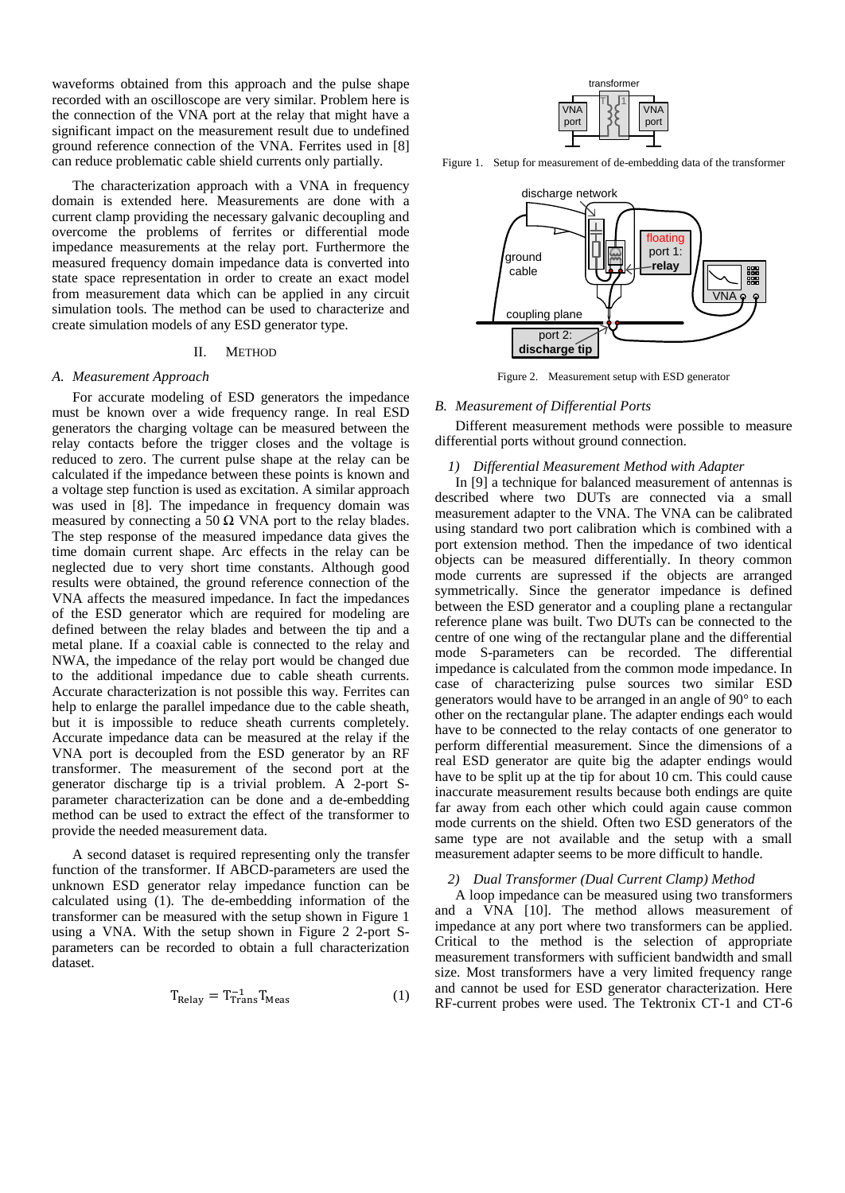waveforms obtained from this approach and the pulse shape recorded with an oscilloscope are very similar. Problem here is the connection of the VNA port at the relay that might have a significant impact on the measurement result due to undefined ground reference connection of the VNA. Ferrites used in [8] can reduce problematic cable shield currents only partially.

The characterization approach with a VNA in frequency domain is extended here. Measurements are done with a current clamp providing the necessary galvanic decoupling and overcome the problems of ferrites or differential mode impedance measurements at the relay port. Furthermore the measured frequency domain impedance data is converted into state space representation in order to create an exact model from measurement data which can be applied in any circuit simulation tools. The method can be used to characterize and create simulation models of any ESD generator type.

## II. METHOD

### A. Measurement Approach

For accurate modeling of ESD generators the impedance must be known over a wide frequency range. In real ESD generators the charging voltage can be measured between the relay contacts before the trigger closes and the voltage is reduced to zero. The current pulse shape at the relay can be calculated if the impedance between these points is known and a voltage step function is used as excitation. A similar approach was used in [8]. The impedance in frequency domain was measured by connecting a 50 Ω VNA port to the relay blades. The step response of the measured impedance data gives the time domain current shape. Arc effects in the relay can be neglected due to very short time constants. Although good results were obtained, the ground reference connection of the VNA affects the measured impedance. In fact the impedances of the ESD generator which are required for modeling are defined between the relay blades and between the tip and a metal plane. If a coaxial cable is connected to the relay and NWA, the impedance of the relay port would be changed due to the additional impedance due to cable sheath currents. Accurate characterization is not possible this way. Ferrites can help to enlarge the parallel impedance due to the cable sheath, but it is impossible to reduce sheath currents completely. Accurate impedance data can be measured at the relay if the VNA port is decoupled from the ESD generator by an RF transformer. The measurement of the second port at the generator discharge tip is a trivial problem. A 2-port S-parameter characterization can be done and a de-embedding method can be used to extract the effect of the transformer to provide the needed measurement data.

A second dataset is required representing only the transfer function of the transformer. If ABCD-parameters are used the unknown ESD generator relay impedance function can be calculated using (1). The de-embedding information of the transformer can be measured with the setup shown in Figure 1 using a VNA. With the setup shown in Figure 2 2-port S-parameters can be recorded to obtain a full characterization dataset.

$$T_{Relay} = T_{Trans}^{-1} T_{Meas} \tag{1}$$

Figure 1. Setup for measurement of de-embedding data of the transformer

Figure 2. Measurement setup with ESD generator

### B. Measurement of Differential Ports

Different measurement methods were possible to measure differential ports without ground connection.

*1) Differential Measurement Method with Adapter*

In [9] a technique for balanced measurement of antennas is described where two DUTs are connected via a small measurement adapter to the VNA. The VNA can be calibrated using standard two port calibration which is combined with a port extension method. Then the impedance of two identical objects can be measured differentially. In theory common mode currents are supressed if the objects are arranged symmetrically. Since the generator impedance is defined between the ESD generator and a coupling plane a rectangular reference plane was built. Two DUTs can be connected to the centre of one wing of the rectangular plane and the differential mode S-parameters can be recorded. The differential impedance is calculated from the common mode impedance. In case of characterizing pulse sources two similar ESD generators would have to be arranged in an angle of 90° to each other on the rectangular plane. The adapter endings each would have to be connected to the relay contacts of one generator to perform differential measurement. Since the dimensions of a real ESD generator are quite big the adapter endings would have to be split up at the tip for about 10 cm. This could cause inaccurate measurement results because both endings are quite far away from each other which could again cause common mode currents on the shield. Often two ESD generators of the same type are not available and the setup with a small measurement adapter seems to be more difficult to handle.

*2) Dual Transformer (Dual Current Clamp) Method*

A loop impedance can be measured using two transformers and a VNA [10]. The method allows measurement of impedance at any port where two transformers can be applied. Critical to the method is the selection of appropriate measurement transformers with sufficient bandwidth and small size. Most transformers have a very limited frequency range and cannot be used for ESD generator characterization. Here RF-current probes were used. The Tektronix CT-1 and CT-6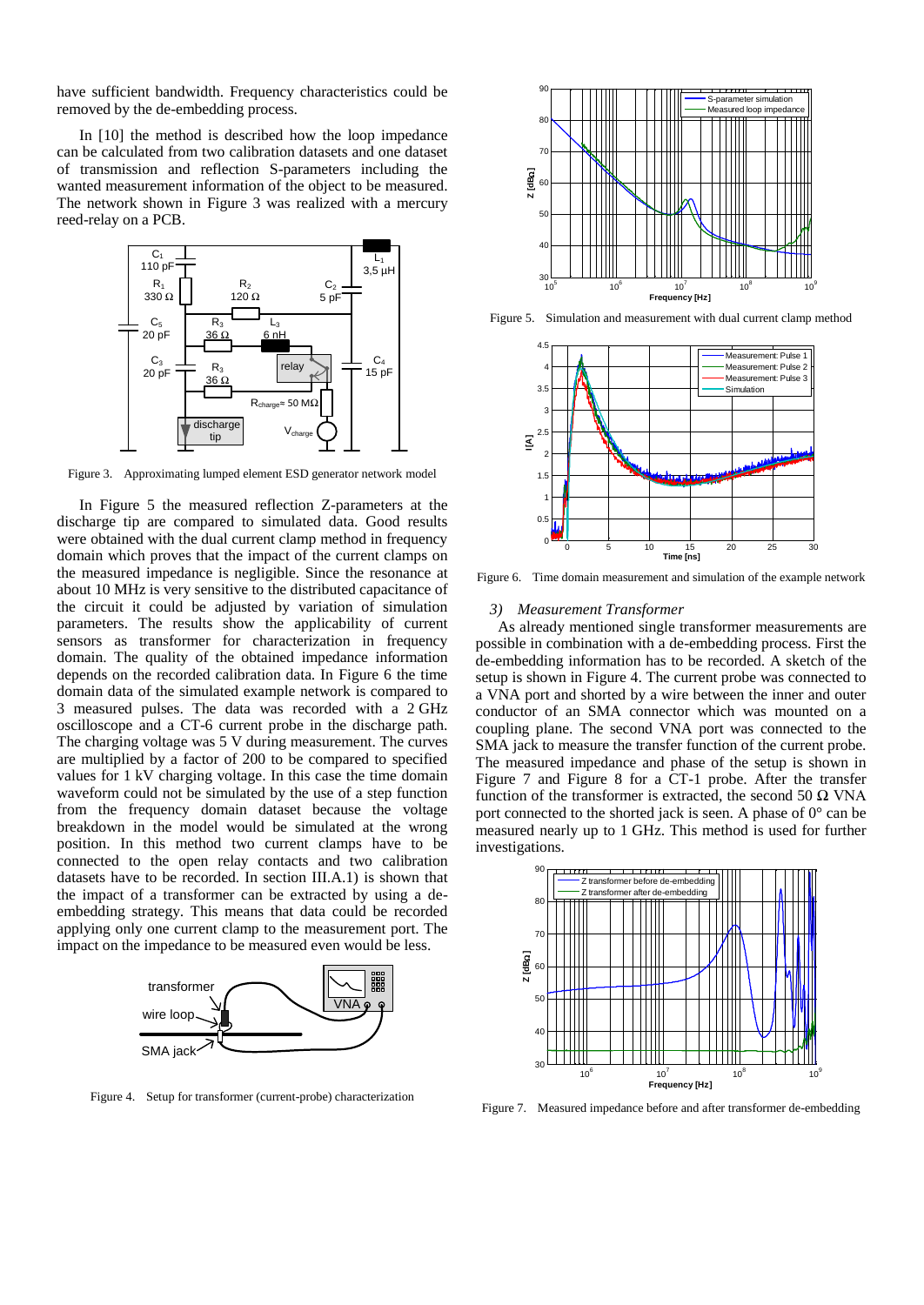have sufficient bandwidth. Frequency characteristics could be removed by the de-embedding process.

In [10] the method is described how the loop impedance can be calculated from two calibration datasets and one dataset of transmission and reflection S-parameters including the wanted measurement information of the object to be measured. The network shown in Figure 3 was realized with a mercury reed-relay on a PCB.

Figure 3. Approximating lumped element ESD generator network model

In Figure 5 the measured reflection Z-parameters at the discharge tip are compared to simulated data. Good results were obtained with the dual current clamp method in frequency domain which proves that the impact of the current clamps on the measured impedance is negligible. Since the resonance at about 10 MHz is very sensitive to the distributed capacitance of the circuit it could be adjusted by variation of simulation parameters. The results show the applicability of current sensors as transformer for characterization in frequency domain. The quality of the obtained impedance information depends on the recorded calibration data. In Figure 6 the time domain data of the simulated example network is compared to 3 measured pulses. The data was recorded with a 2 GHz oscilloscope and a CT-6 current probe in the discharge path. The charging voltage was 5 V during measurement. The curves are multiplied by a factor of 200 to be compared to specified values for 1 kV charging voltage. In this case the time domain waveform could not be simulated by the use of a step function from the frequency domain dataset because the voltage breakdown in the model would be simulated at the wrong position. In this method two current clamps have to be connected to the open relay contacts and two calibration datasets have to be recorded. In section III.A.1) is shown that the impact of a transformer can be extracted by using a de-embedding strategy. This means that data could be recorded applying only one current clamp to the measurement port. The impact on the impedance to be measured even would be less.

Figure 4. Setup for transformer (current-probe) characterization

Figure 5. Simulation and measurement with dual current clamp method

Figure 6. Time domain measurement and simulation of the example network

### *3) Measurement Transformer*

As already mentioned single transformer measurements are possible in combination with a de-embedding process. First the de-embedding information has to be recorded. A sketch of the setup is shown in Figure 4. The current probe was connected to a VNA port and shorted by a wire between the inner and outer conductor of an SMA connector which was mounted on a coupling plane. The second VNA port was connected to the SMA jack to measure the transfer function of the current probe. The measured impedance and phase of the setup is shown in Figure 7 and Figure 8 for a CT-1 probe. After the transfer function of the transformer is extracted, the second 50 Ω VNA port connected to the shorted jack is seen. A phase of 0° can be measured nearly up to 1 GHz. This method is used for further investigations.

Figure 7. Measured impedance before and after transformer de-embedding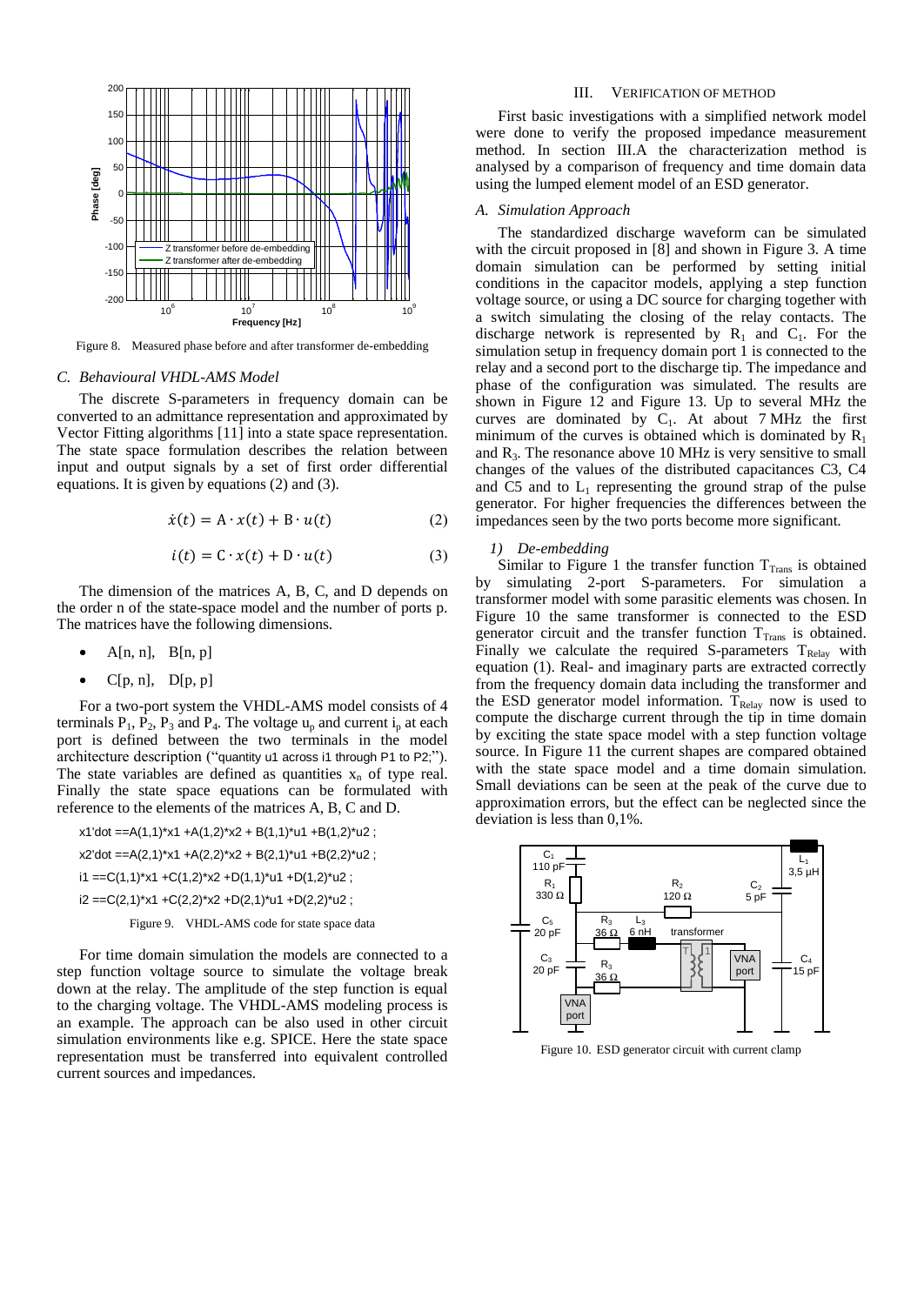Figure 8. Measured phase before and after transformer de-embedding

### C. Behavioural VHDL-AMS Model

The discrete S-parameters in frequency domain can be converted to an admittance representation and approximated by Vector Fitting algorithms [11] into a state space representation. The state space formulation describes the relation between input and output signals by a set of first order differential equations. It is given by equations (2) and (3).

$$\dot{x}(t) = \mathrm{A} \cdot x(t) + \mathrm{B} \cdot u(t) \tag{2}$$

$$i(t) = \mathrm{C} \cdot x(t) + \mathrm{D} \cdot u(t) \tag{3}$$

The dimension of the matrices A, B, C, and D depends on the order n of the state-space model and the number of ports p. The matrices have the following dimensions.

- A[n, n], B[n, p]
- C[p, n], D[p, p]

For a two-port system the VHDL-AMS model consists of 4 terminals $P_1$, $P_2$, $P_3$ and $P_4$. The voltage $u_p$ and current $i_p$ at each port is defined between the two terminals in the model architecture description ("quantity u1 across i1 through P1 to P2;"). The state variables are defined as quantities $x_n$ of type real. Finally the state space equations can be formulated with reference to the elements of the matrices A, B, C and D.

```
x1'dot ==A(1,1)*x1 +A(1,2)*x2 + B(1,1)*u1 +B(1,2)*u2 ;
x2'dot ==A(2,1)*x1 +A(2,2)*x2 + B(2,1)*u1 +B(2,2)*u2 ;
i1 ==C(1,1)*x1 +C(1,2)*x2 +D(1,1)*u1 +D(1,2)*u2 ;
i2 ==C(2,1)*x1 +C(2,2)*x2 +D(2,1)*u1 +D(2,2)*u2 ;
```

Figure 9. VHDL-AMS code for state space data

For time domain simulation the models are connected to a step function voltage source to simulate the voltage break down at the relay. The amplitude of the step function is equal to the charging voltage. The VHDL-AMS modeling process is an example. The approach can be also used in other circuit simulation environments like e.g. SPICE. Here the state space representation must be transferred into equivalent controlled current sources and impedances.

## III. Verification of Method

First basic investigations with a simplified network model were done to verify the proposed impedance measurement method. In section III.A the characterization method is analysed by a comparison of frequency and time domain data using the lumped element model of an ESD generator.

### A. Simulation Approach

The standardized discharge waveform can be simulated with the circuit proposed in [8] and shown in Figure 3. A time domain simulation can be performed by setting initial conditions in the capacitor models, applying a step function voltage source, or using a DC source for charging together with a switch simulating the closing of the relay contacts. The discharge network is represented by $R_1$ and $C_1$. For the simulation setup in frequency domain port 1 is connected to the relay and a second port to the discharge tip. The impedance and phase of the configuration was simulated. The results are shown in Figure 12 and Figure 13. Up to several MHz the curves are dominated by $C_1$. At about 7 MHz the first minimum of the curves is obtained which is dominated by $R_1$ and $R_3$. The resonance above 10 MHz is very sensitive to small changes of the values of the distributed capacitances C3, C4 and C5 and to $L_1$ representing the ground strap of the pulse generator. For higher frequencies the differences between the impedances seen by the two ports become more significant.

#### 1) De-embedding

Similar to Figure 1 the transfer function $T_{Trans}$ is obtained by simulating 2-port S-parameters. For simulation a transformer model with some parasitic elements was chosen. In Figure 10 the same transformer is connected to the ESD generator circuit and the transfer function $T_{Trans}$ is obtained. Finally we calculate the required S-parameters $T_{Relay}$ with equation (1). Real- and imaginary parts are extracted correctly from the frequency domain data including the transformer and the ESD generator model information. $T_{Relay}$ now is used to compute the discharge current through the tip in time domain by exciting the state space model with a step function voltage source. In Figure 11 the current shapes are compared obtained with the state space model and a time domain simulation. Small deviations can be seen at the peak of the curve due to approximation errors, but the effect can be neglected since the deviation is less than 0,1%.

Figure 10. ESD generator circuit with current clamp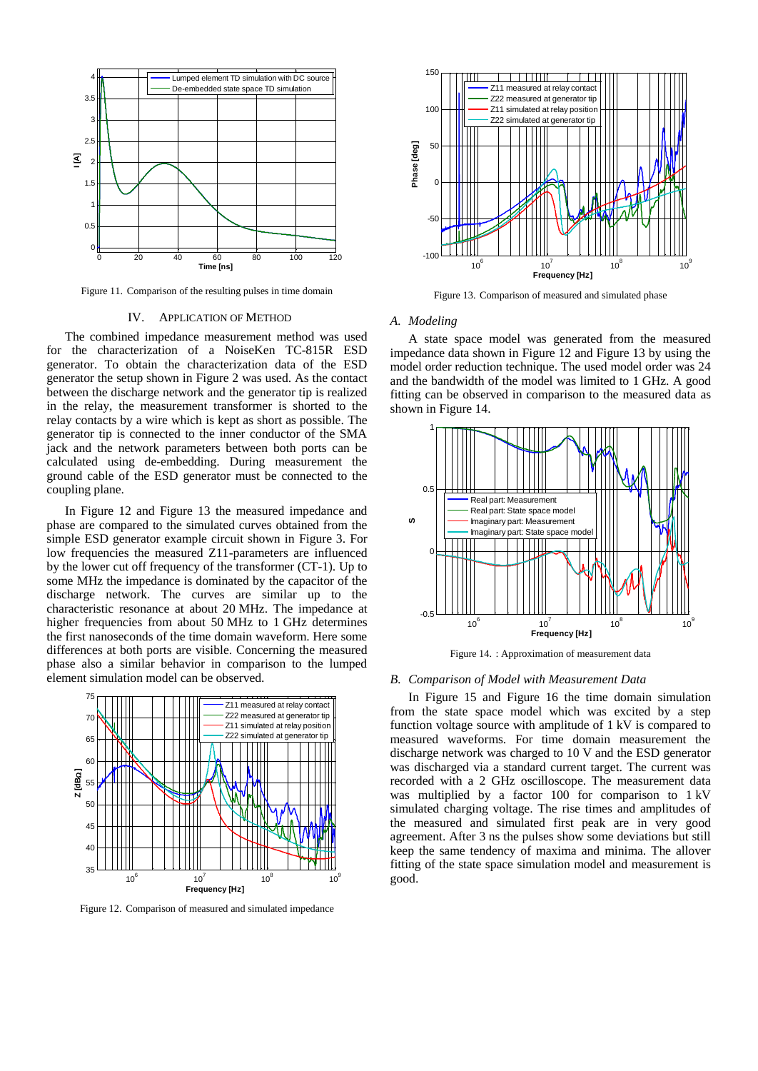Figure 11. Comparison of the resulting pulses in time domain

## IV. Application of Method

The combined impedance measurement method was used for the characterization of a NoiseKen TC-815R ESD generator. To obtain the characterization data of the ESD generator the setup shown in Figure 2 was used. As the contact between the discharge network and the generator tip is realized in the relay, the measurement transformer is shorted to the relay contacts by a wire which is kept as short as possible. The generator tip is connected to the inner conductor of the SMA jack and the network parameters between both ports can be calculated using de-embedding. During measurement the ground cable of the ESD generator must be connected to the coupling plane.

In Figure 12 and Figure 13 the measured impedance and phase are compared to the simulated curves obtained from the simple ESD generator example circuit shown in Figure 3. For low frequencies the measured Z11-parameters are influenced by the lower cut off frequency of the transformer (CT-1). Up to some MHz the impedance is dominated by the capacitor of the discharge network. The curves are similar up to the characteristic resonance at about 20 MHz. The impedance at higher frequencies from about 50 MHz to 1 GHz determines the first nanoseconds of the time domain waveform. Here some differences at both ports are visible. Concerning the measured phase also a similar behavior in comparison to the lumped element simulation model can be observed.

Figure 12. Comparison of measured and simulated impedance

Figure 13. Comparison of measured and simulated phase

### A. Modeling

A state space model was generated from the measured impedance data shown in Figure 12 and Figure 13 by using the model order reduction technique. The used model order was 24 and the bandwidth of the model was limited to 1 GHz. A good fitting can be observed in comparison to the measured data as shown in Figure 14.

Figure 14. : Approximation of measurement data

### B. Comparison of Model with Measurement Data

In Figure 15 and Figure 16 the time domain simulation from the state space model which was excited by a step function voltage source with amplitude of 1 kV is compared to measured waveforms. For time domain measurement the discharge network was charged to 10 V and the ESD generator was discharged via a standard current target. The current was recorded with a 2 GHz oscilloscope. The measurement data was multiplied by a factor 100 for comparison to 1 kV simulated charging voltage. The rise times and amplitudes of the measured and simulated first peak are in very good agreement. After 3 ns the pulses show some deviations but still keep the same tendency of maxima and minima. The allover fitting of the state space simulation model and measurement is good.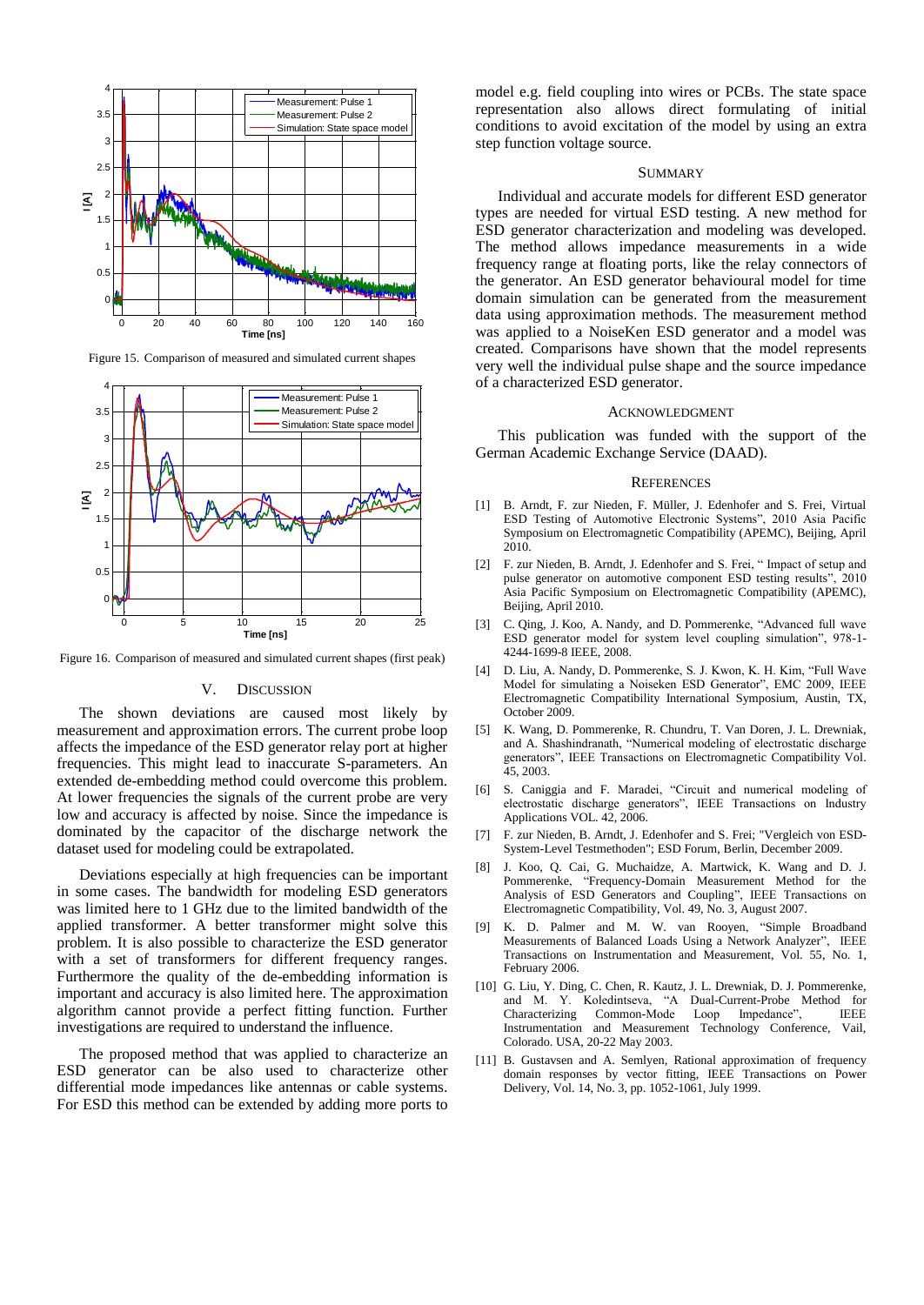4
3.5
3
2.5
2
1.5
1
0.5
0
I [A]
0 20 40 60 80 100 120 140 160
Time [ns]
Measurement: Pulse 1
Measurement: Pulse 2
Simulation: State space model

Figure 15. Comparison of measured and simulated current shapes

4
3.5
3
2.5
2
1.5
1
0.5
0
I [A]
0 5 10 15 20 25
Time [ns]
Measurement: Pulse 1
Measurement: Pulse 2
Simulation: State space model

Figure 16. Comparison of measured and simulated current shapes (first peak)

## V. Discussion

The shown deviations are caused most likely by measurement and approximation errors. The current probe loop affects the impedance of the ESD generator relay port at higher frequencies. This might lead to inaccurate S-parameters. An extended de-embedding method could overcome this problem. At lower frequencies the signals of the current probe are very low and accuracy is affected by noise. Since the impedance is dominated by the capacitor of the discharge network the dataset used for modeling could be extrapolated.

Deviations especially at high frequencies can be important in some cases. The bandwidth for modeling ESD generators was limited here to 1 GHz due to the limited bandwidth of the applied transformer. A better transformer might solve this problem. It is also possible to characterize the ESD generator with a set of transformers for different frequency ranges. Furthermore the quality of the de-embedding information is important and accuracy is also limited here. The approximation algorithm cannot provide a perfect fitting function. Further investigations are required to understand the influence.

The proposed method that was applied to characterize an ESD generator can be also used to characterize other differential mode impedances like antennas or cable systems. For ESD this method can be extended by adding more ports to model e.g. field coupling into wires or PCBs. The state space representation also allows direct formulating of initial conditions to avoid excitation of the model by using an extra step function voltage source.

## Summary

Individual and accurate models for different ESD generator types are needed for virtual ESD testing. A new method for ESD generator characterization and modeling was developed. The method allows impedance measurements in a wide frequency range at floating ports, like the relay connectors of the generator. An ESD generator behavioural model for time domain simulation can be generated from the measurement data using approximation methods. The measurement method was applied to a NoiseKen ESD generator and a model was created. Comparisons have shown that the model represents very well the individual pulse shape and the source impedance of a characterized ESD generator.

## Acknowledgment

This publication was funded with the support of the German Academic Exchange Service (DAAD).

## References

[1] B. Arndt, F. zur Nieden, F. Müller, J. Edenhofer and S. Frei, Virtual ESD Testing of Automotive Electronic Systems", 2010 Asia Pacific Symposium on Electromagnetic Compatibility (APEMC), Beijing, April 2010.

[2] F. zur Nieden, B. Arndt, J. Edenhofer and S. Frei, " Impact of setup and pulse generator on automotive component ESD testing results", 2010 Asia Pacific Symposium on Electromagnetic Compatibility (APEMC), Beijing, April 2010.

[3] C. Qing, J. Koo, A. Nandy, and D. Pommerenke, "Advanced full wave ESD generator model for system level coupling simulation", 978-1-4244-1699-8 IEEE, 2008.

[4] D. Liu, A. Nandy, D. Pommerenke, S. J. Kwon, K. H. Kim, "Full Wave Model for simulating a Noiseken ESD Generator", EMC 2009, IEEE Electromagnetic Compatibility International Symposium, Austin, TX, October 2009.

[5] K. Wang, D. Pommerenke, R. Chundru, T. Van Doren, J. L. Drewniak, and A. Shashindranath, "Numerical modeling of electrostatic discharge generators", IEEE Transactions on Electromagnetic Compatibility Vol. 45, 2003.

[6] S. Caniggia and F. Maradei, "Circuit and numerical modeling of electrostatic discharge generators", IEEE Transactions on Industry Applications VOL. 42, 2006.

[7] F. zur Nieden, B. Arndt, J. Edenhofer and S. Frei; "Vergleich von ESD-System-Level Testmethoden"; ESD Forum, Berlin, December 2009.

[8] J. Koo, Q. Cai, G. Muchaidze, A. Martwick, K. Wang and D. J. Pommerenke, "Frequency-Domain Measurement Method for the Analysis of ESD Generators and Coupling", IEEE Transactions on Electromagnetic Compatibility, Vol. 49, No. 3, August 2007.

[9] K. D. Palmer and M. W. van Rooyen, "Simple Broadband Measurements of Balanced Loads Using a Network Analyzer", IEEE Transactions on Instrumentation and Measurement, Vol. 55, No. 1, February 2006.

[10] G. Liu, Y. Ding, C. Chen, R. Kautz, J. L. Drewniak, D. J. Pommerenke, and M. Y. Koledintseva, "A Dual-Current-Probe Method for Characterizing Common-Mode Loop Impedance", IEEE Instrumentation and Measurement Technology Conference, Vail, Colorado. USA, 20-22 May 2003.

[11] B. Gustavsen and A. Semlyen, Rational approximation of frequency domain responses by vector fitting, IEEE Transactions on Power Delivery, Vol. 14, No. 3, pp. 1052-1061, July 1999.